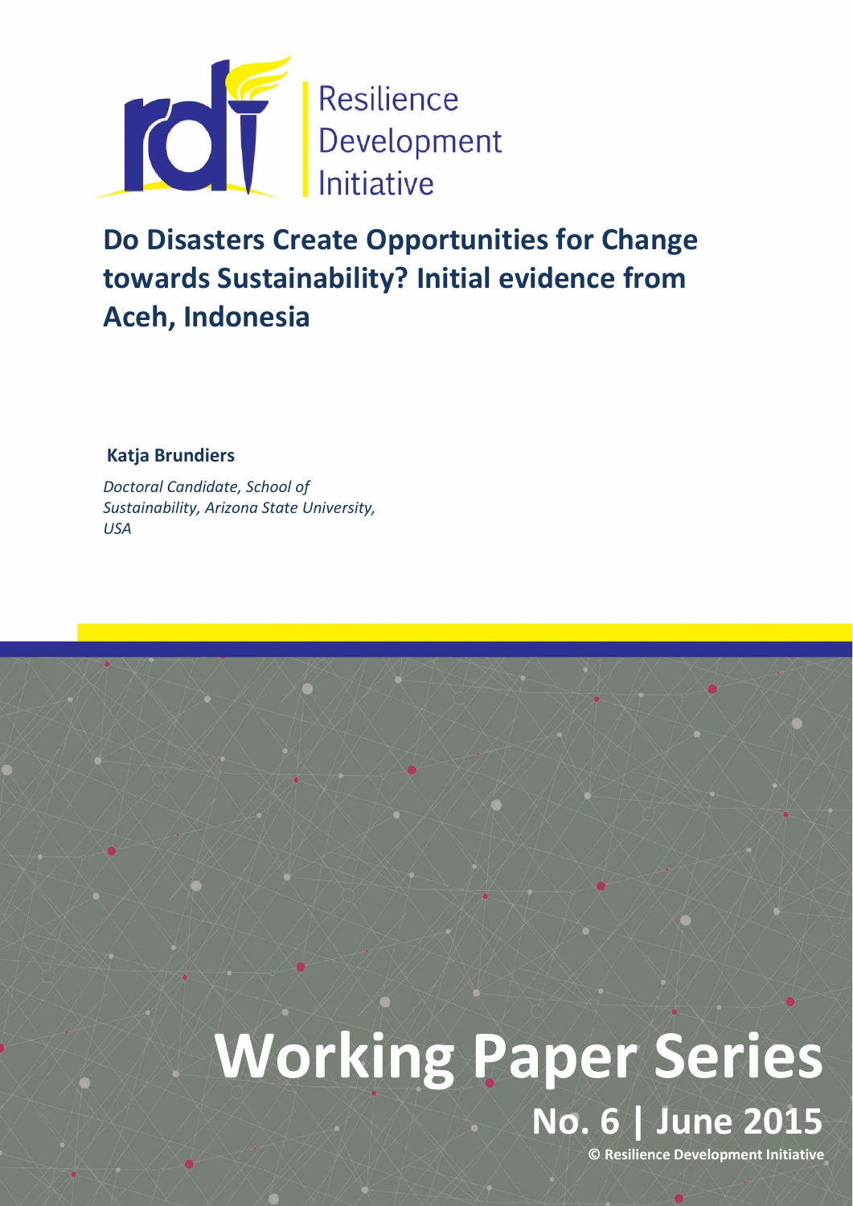Resilience Development Initiative

# Do Disasters Create Opportunities for Change towards Sustainability? Initial evidence from Aceh, Indonesia

**Katja Brundiers**

*Doctoral Candidate, School of Sustainability, Arizona State University, USA*

# Working Paper Series

## No. 6 | June 2015

**© Resilience Development Initiative**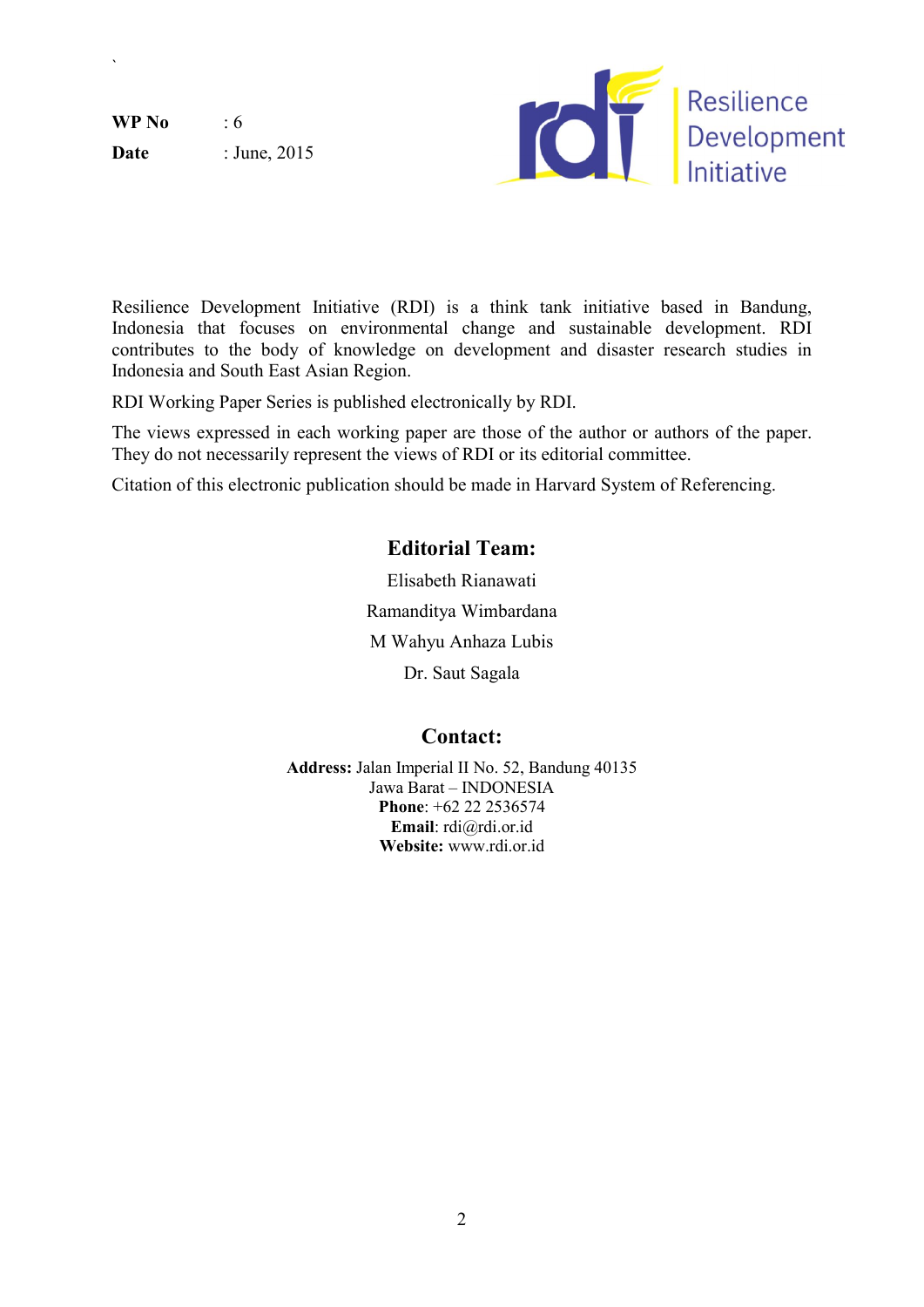**WP No** : 6

**Date** : June, 2015

Resilience Development Initiative

Resilience Development Initiative (RDI) is a think tank initiative based in Bandung, Indonesia that focuses on environmental change and sustainable development. RDI contributes to the body of knowledge on development and disaster research studies in Indonesia and South East Asian Region.

RDI Working Paper Series is published electronically by RDI.

The views expressed in each working paper are those of the author or authors of the paper. They do not necessarily represent the views of RDI or its editorial committee.

Citation of this electronic publication should be made in Harvard System of Referencing.

## Editorial Team:

Elisabeth Rianawati

Ramanditya Wimbardana

M Wahyu Anhaza Lubis

Dr. Saut Sagala

## Contact:

**Address:** Jalan Imperial II No. 52, Bandung 40135
Jawa Barat – INDONESIA
**Phone**: +62 22 2536574
**Email**: rdi@rdi.or.id
**Website:** www.rdi.or.id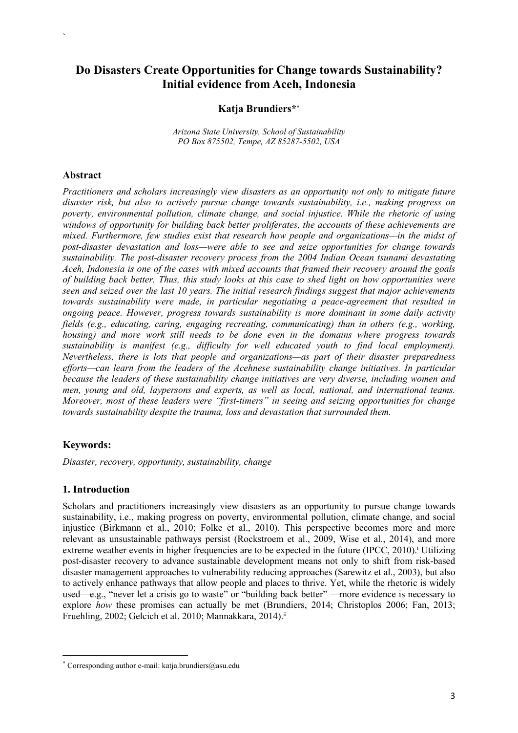`

# Do Disasters Create Opportunities for Change towards Sustainability? Initial evidence from Aceh, Indonesia

**Katja Brundiers*** [*]

*Arizona State University, School of Sustainability*
*PO Box 875502, Tempe, AZ 85287-5502, USA*

## Abstract

*Practitioners and scholars increasingly view disasters as an opportunity not only to mitigate future disaster risk, but also to actively pursue change towards sustainability, i.e., making progress on poverty, environmental pollution, climate change, and social injustice. While the rhetoric of using windows of opportunity for building back better proliferates, the accounts of these achievements are mixed. Furthermore, few studies exist that research how people and organizations—in the midst of post-disaster devastation and loss—were able to see and seize opportunities for change towards sustainability. The post-disaster recovery process from the 2004 Indian Ocean tsunami devastating Aceh, Indonesia is one of the cases with mixed accounts that framed their recovery around the goals of building back better. Thus, this study looks at this case to shed light on how opportunities were seen and seized over the last 10 years. The initial research findings suggest that major achievements towards sustainability were made, in particular negotiating a peace-agreement that resulted in ongoing peace. However, progress towards sustainability is more dominant in some daily activity fields (e.g., educating, caring, engaging recreating, communicating) than in others (e.g., working, housing) and more work still needs to be done even in the domains where progress towards sustainability is manifest (e.g., difficulty for well educated youth to find local employment). Nevertheless, there is lots that people and organizations—as part of their disaster preparedness efforts—can learn from the leaders of the Acehnese sustainability change initiatives. In particular because the leaders of these sustainability change initiatives are very diverse, including women and men, young and old, laypersons and experts, as well as local, national, and international teams. Moreover, most of these leaders were "first-timers" in seeing and seizing opportunities for change towards sustainability despite the trauma, loss and devastation that surrounded them.*

## Keywords:

*Disaster, recovery, opportunity, sustainability, change*

## 1. Introduction

Scholars and practitioners increasingly view disasters as an opportunity to pursue change towards sustainability, i.e., making progress on poverty, environmental pollution, climate change, and social injustice (Birkmann et al., 2010; Folke et al., 2010). This perspective becomes more and more relevant as unsustainable pathways persist (Rockstroem et al., 2009, Wise et al., 2014), and more extreme weather events in higher frequencies are to be expected in the future (IPCC, 2010).[i] Utilizing post-disaster recovery to advance sustainable development means not only to shift from risk-based disaster management approaches to vulnerability reducing approaches (Sarewitz et al., 2003), but also to actively enhance pathways that allow people and places to thrive. Yet, while the rhetoric is widely used—e.g., "never let a crisis go to waste" or "building back better" —more evidence is necessary to explore *how* these promises can actually be met (Brundiers, 2014; Christoplos 2006; Fan, 2013; Fruehling, 2002; Gelcich et al. 2010; Mannakkara, 2014).[ii]

---

[*] Corresponding author e-mail: katja.brundiers@asu.edu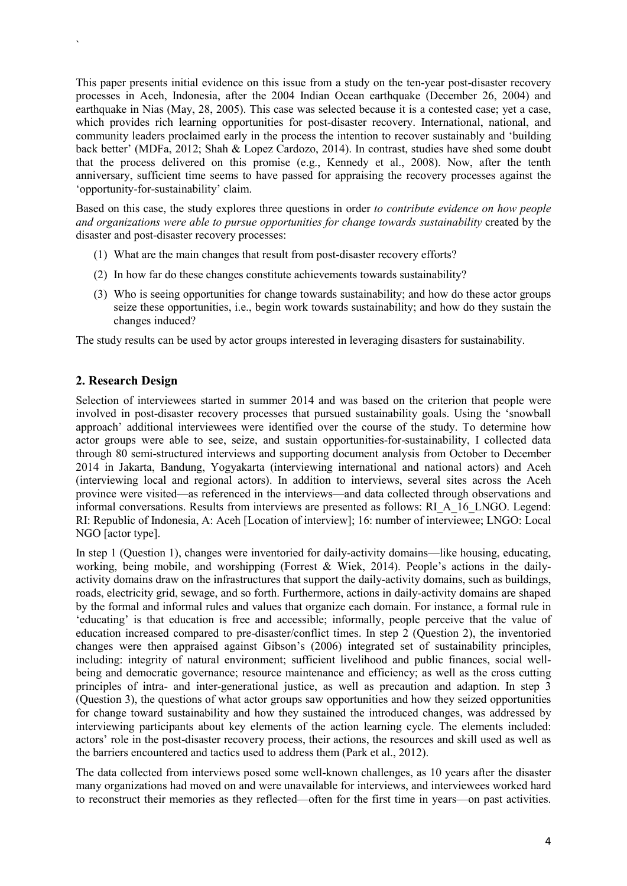This paper presents initial evidence on this issue from a study on the ten-year post-disaster recovery processes in Aceh, Indonesia, after the 2004 Indian Ocean earthquake (December 26, 2004) and earthquake in Nias (May, 28, 2005). This case was selected because it is a contested case; yet a case, which provides rich learning opportunities for post-disaster recovery. International, national, and community leaders proclaimed early in the process the intention to recover sustainably and 'building back better' (MDFa, 2012; Shah & Lopez Cardozo, 2014). In contrast, studies have shed some doubt that the process delivered on this promise (e.g., Kennedy et al., 2008). Now, after the tenth anniversary, sufficient time seems to have passed for appraising the recovery processes against the 'opportunity-for-sustainability' claim.

Based on this case, the study explores three questions in order *to contribute evidence on how people and organizations were able to pursue opportunities for change towards sustainability* created by the disaster and post-disaster recovery processes:

(1) What are the main changes that result from post-disaster recovery efforts?

(2) In how far do these changes constitute achievements towards sustainability?

(3) Who is seeing opportunities for change towards sustainability; and how do these actor groups seize these opportunities, i.e., begin work towards sustainability; and how do they sustain the changes induced?

The study results can be used by actor groups interested in leveraging disasters for sustainability.

## 2. Research Design

Selection of interviewees started in summer 2014 and was based on the criterion that people were involved in post-disaster recovery processes that pursued sustainability goals. Using the 'snowball approach' additional interviewees were identified over the course of the study. To determine how actor groups were able to see, seize, and sustain opportunities-for-sustainability, I collected data through 80 semi-structured interviews and supporting document analysis from October to December 2014 in Jakarta, Bandung, Yogyakarta (interviewing international and national actors) and Aceh (interviewing local and regional actors). In addition to interviews, several sites across the Aceh province were visited—as referenced in the interviews—and data collected through observations and informal conversations. Results from interviews are presented as follows: RI_A_16_LNGO. Legend: RI: Republic of Indonesia, A: Aceh [Location of interview]; 16: number of interviewee; LNGO: Local NGO [actor type].

In step 1 (Question 1), changes were inventoried for daily-activity domains—like housing, educating, working, being mobile, and worshipping (Forrest & Wiek, 2014). People's actions in the daily-activity domains draw on the infrastructures that support the daily-activity domains, such as buildings, roads, electricity grid, sewage, and so forth. Furthermore, actions in daily-activity domains are shaped by the formal and informal rules and values that organize each domain. For instance, a formal rule in 'educating' is that education is free and accessible; informally, people perceive that the value of education increased compared to pre-disaster/conflict times. In step 2 (Question 2), the inventoried changes were then appraised against Gibson's (2006) integrated set of sustainability principles, including: integrity of natural environment; sufficient livelihood and public finances, social well-being and democratic governance; resource maintenance and efficiency; as well as the cross cutting principles of intra- and inter-generational justice, as well as precaution and adaption. In step 3 (Question 3), the questions of what actor groups saw opportunities and how they seized opportunities for change toward sustainability and how they sustained the introduced changes, was addressed by interviewing participants about key elements of the action learning cycle. The elements included: actors' role in the post-disaster recovery process, their actions, the resources and skill used as well as the barriers encountered and tactics used to address them (Park et al., 2012).

The data collected from interviews posed some well-known challenges, as 10 years after the disaster many organizations had moved on and were unavailable for interviews, and interviewees worked hard to reconstruct their memories as they reflected—often for the first time in years—on past activities.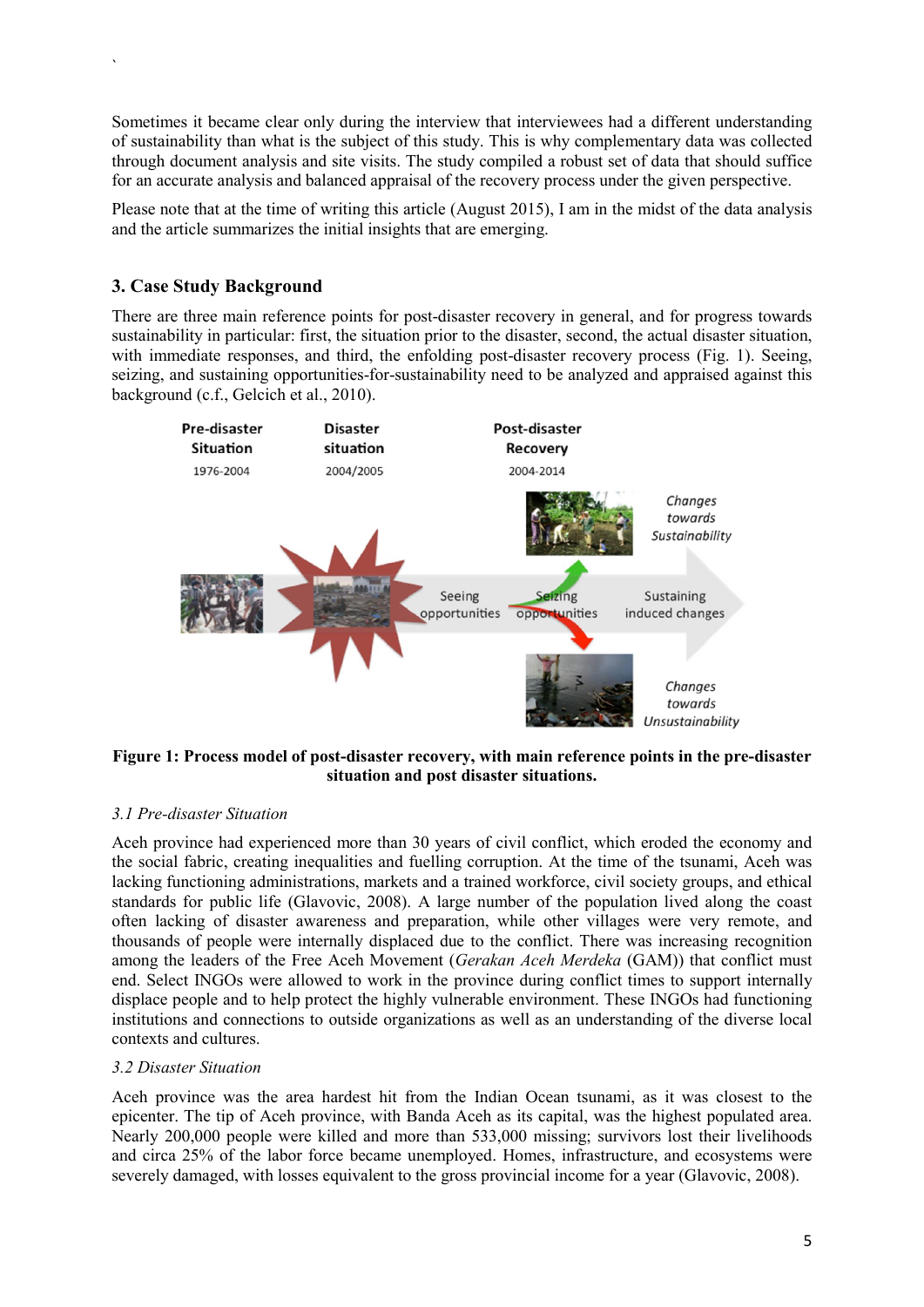Sometimes it became clear only during the interview that interviewees had a different understanding of sustainability than what is the subject of this study. This is why complementary data was collected through document analysis and site visits. The study compiled a robust set of data that should suffice for an accurate analysis and balanced appraisal of the recovery process under the given perspective.

Please note that at the time of writing this article (August 2015), I am in the midst of the data analysis and the article summarizes the initial insights that are emerging.

## 3. Case Study Background

There are three main reference points for post-disaster recovery in general, and for progress towards sustainability in particular: first, the situation prior to the disaster, second, the actual disaster situation, with immediate responses, and third, the enfolding post-disaster recovery process (Fig. 1). Seeing, seizing, and sustaining opportunities-for-sustainability need to be analyzed and appraised against this background (c.f., Gelcich et al., 2010).

Pre-disaster Situation 1976-2004 | Disaster situation 2004/2005 | Post-disaster Recovery 2004-2014

Seeing opportunities | Seizing opportunities | Sustaining induced changes

*Changes towards Sustainability*

*Changes towards Unsustainability*

**Figure 1: Process model of post-disaster recovery, with main reference points in the pre-disaster situation and post disaster situations.**

### *3.1 Pre-disaster Situation*

Aceh province had experienced more than 30 years of civil conflict, which eroded the economy and the social fabric, creating inequalities and fuelling corruption. At the time of the tsunami, Aceh was lacking functioning administrations, markets and a trained workforce, civil society groups, and ethical standards for public life (Glavovic, 2008). A large number of the population lived along the coast often lacking of disaster awareness and preparation, while other villages were very remote, and thousands of people were internally displaced due to the conflict. There was increasing recognition among the leaders of the Free Aceh Movement (*Gerakan Aceh Merdeka* (GAM)) that conflict must end. Select INGOs were allowed to work in the province during conflict times to support internally displace people and to help protect the highly vulnerable environment. These INGOs had functioning institutions and connections to outside organizations as well as an understanding of the diverse local contexts and cultures.

### *3.2 Disaster Situation*

Aceh province was the area hardest hit from the Indian Ocean tsunami, as it was closest to the epicenter. The tip of Aceh province, with Banda Aceh as its capital, was the highest populated area. Nearly 200,000 people were killed and more than 533,000 missing; survivors lost their livelihoods and circa 25% of the labor force became unemployed. Homes, infrastructure, and ecosystems were severely damaged, with losses equivalent to the gross provincial income for a year (Glavovic, 2008).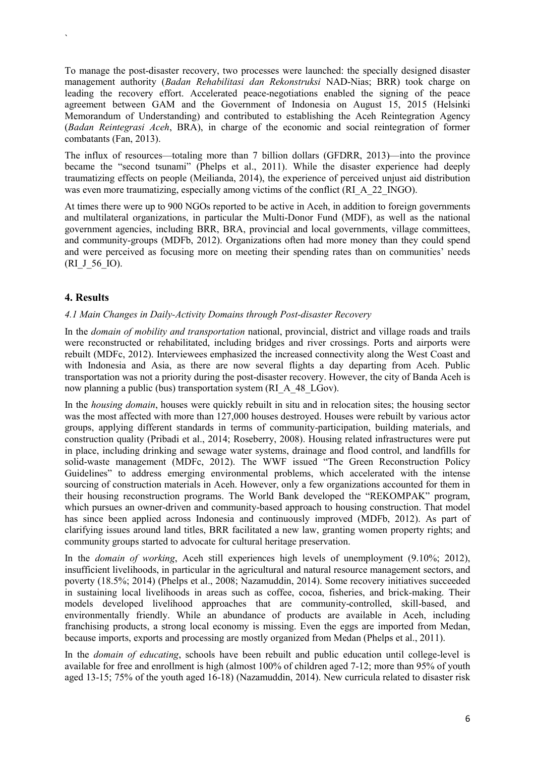To manage the post-disaster recovery, two processes were launched: the specially designed disaster management authority (*Badan Rehabilitasi dan Rekonstruksi* NAD-Nias; BRR) took charge on leading the recovery effort. Accelerated peace-negotiations enabled the signing of the peace agreement between GAM and the Government of Indonesia on August 15, 2015 (Helsinki Memorandum of Understanding) and contributed to establishing the Aceh Reintegration Agency (*Badan Reintegrasi Aceh*, BRA), in charge of the economic and social reintegration of former combatants (Fan, 2013).

The influx of resources—totaling more than 7 billion dollars (GFDRR, 2013)—into the province became the "second tsunami" (Phelps et al., 2011). While the disaster experience had deeply traumatizing effects on people (Meilianda, 2014), the experience of perceived unjust aid distribution was even more traumatizing, especially among victims of the conflict (RI_A_22_INGO).

At times there were up to 900 NGOs reported to be active in Aceh, in addition to foreign governments and multilateral organizations, in particular the Multi-Donor Fund (MDF), as well as the national government agencies, including BRR, BRA, provincial and local governments, village committees, and community-groups (MDFb, 2012). Organizations often had more money than they could spend and were perceived as focusing more on meeting their spending rates than on communities' needs (RI_J_56_IO).

## 4. Results

### *4.1 Main Changes in Daily-Activity Domains through Post-disaster Recovery*

In the *domain of mobility and transportation* national, provincial, district and village roads and trails were reconstructed or rehabilitated, including bridges and river crossings. Ports and airports were rebuilt (MDFc, 2012). Interviewees emphasized the increased connectivity along the West Coast and with Indonesia and Asia, as there are now several flights a day departing from Aceh. Public transportation was not a priority during the post-disaster recovery. However, the city of Banda Aceh is now planning a public (bus) transportation system (RI_A_48_LGov).

In the *housing domain*, houses were quickly rebuilt in situ and in relocation sites; the housing sector was the most affected with more than 127,000 houses destroyed. Houses were rebuilt by various actor groups, applying different standards in terms of community-participation, building materials, and construction quality (Pribadi et al., 2014; Roseberry, 2008). Housing related infrastructures were put in place, including drinking and sewage water systems, drainage and flood control, and landfills for solid-waste management (MDFc, 2012). The WWF issued "The Green Reconstruction Policy Guidelines" to address emerging environmental problems, which accelerated with the intense sourcing of construction materials in Aceh. However, only a few organizations accounted for them in their housing reconstruction programs. The World Bank developed the "REKOMPAK" program, which pursues an owner-driven and community-based approach to housing construction. That model has since been applied across Indonesia and continuously improved (MDFb, 2012). As part of clarifying issues around land titles, BRR facilitated a new law, granting women property rights; and community groups started to advocate for cultural heritage preservation.

In the *domain of working*, Aceh still experiences high levels of unemployment (9.10%; 2012), insufficient livelihoods, in particular in the agricultural and natural resource management sectors, and poverty (18.5%; 2014) (Phelps et al., 2008; Nazamuddin, 2014). Some recovery initiatives succeeded in sustaining local livelihoods in areas such as coffee, cocoa, fisheries, and brick-making. Their models developed livelihood approaches that are community-controlled, skill-based, and environmentally friendly. While an abundance of products are available in Aceh, including franchising products, a strong local economy is missing. Even the eggs are imported from Medan, because imports, exports and processing are mostly organized from Medan (Phelps et al., 2011).

In the *domain of educating*, schools have been rebuilt and public education until college-level is available for free and enrollment is high (almost 100% of children aged 7-12; more than 95% of youth aged 13-15; 75% of the youth aged 16-18) (Nazamuddin, 2014). New curricula related to disaster risk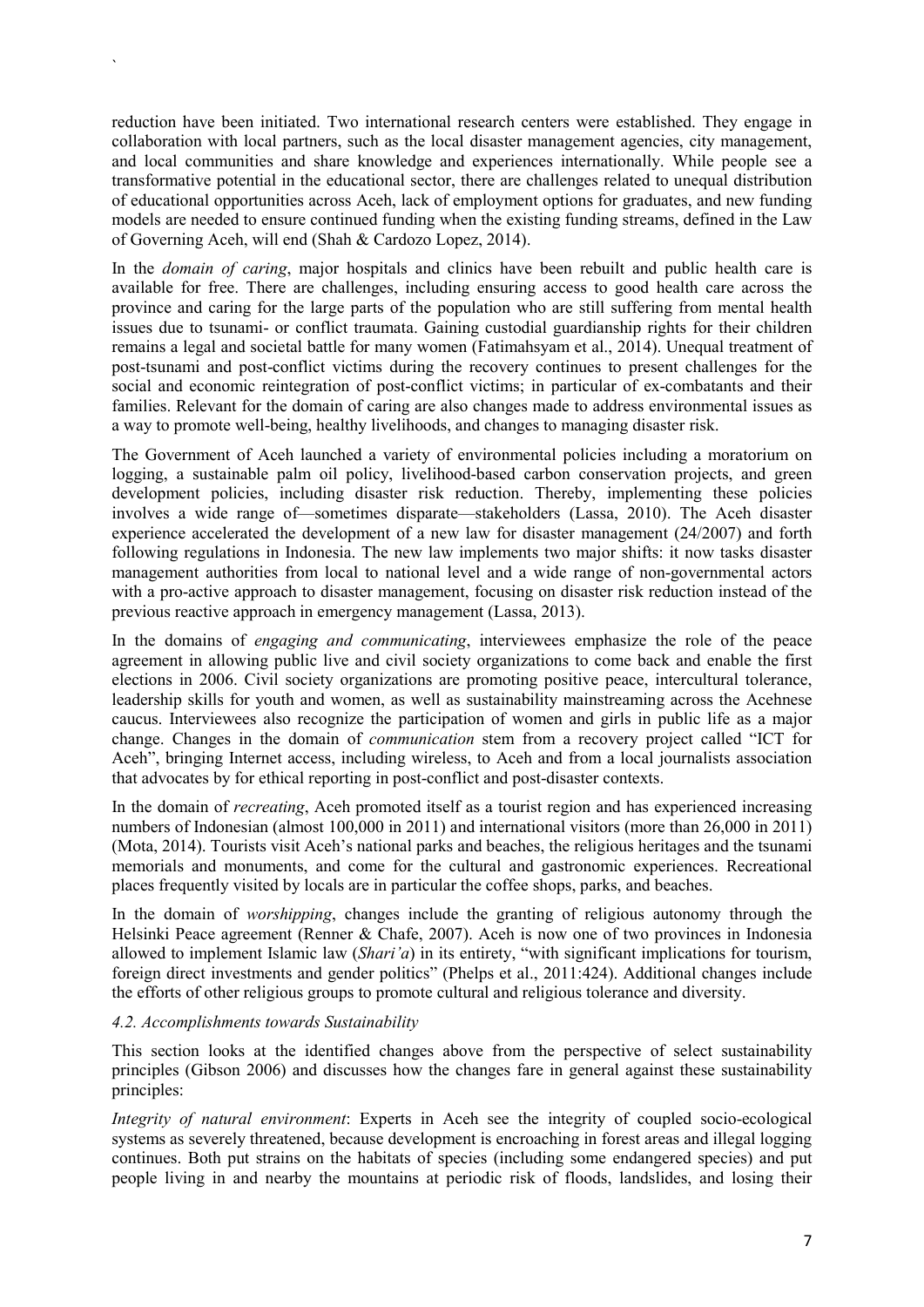reduction have been initiated. Two international research centers were established. They engage in collaboration with local partners, such as the local disaster management agencies, city management, and local communities and share knowledge and experiences internationally. While people see a transformative potential in the educational sector, there are challenges related to unequal distribution of educational opportunities across Aceh, lack of employment options for graduates, and new funding models are needed to ensure continued funding when the existing funding streams, defined in the Law of Governing Aceh, will end (Shah & Cardozo Lopez, 2014).

In the *domain of caring*, major hospitals and clinics have been rebuilt and public health care is available for free. There are challenges, including ensuring access to good health care across the province and caring for the large parts of the population who are still suffering from mental health issues due to tsunami- or conflict traumata. Gaining custodial guardianship rights for their children remains a legal and societal battle for many women (Fatimahsyam et al., 2014). Unequal treatment of post-tsunami and post-conflict victims during the recovery continues to present challenges for the social and economic reintegration of post-conflict victims; in particular of ex-combatants and their families. Relevant for the domain of caring are also changes made to address environmental issues as a way to promote well-being, healthy livelihoods, and changes to managing disaster risk.

The Government of Aceh launched a variety of environmental policies including a moratorium on logging, a sustainable palm oil policy, livelihood-based carbon conservation projects, and green development policies, including disaster risk reduction. Thereby, implementing these policies involves a wide range of—sometimes disparate—stakeholders (Lassa, 2010). The Aceh disaster experience accelerated the development of a new law for disaster management (24/2007) and forth following regulations in Indonesia. The new law implements two major shifts: it now tasks disaster management authorities from local to national level and a wide range of non-governmental actors with a pro-active approach to disaster management, focusing on disaster risk reduction instead of the previous reactive approach in emergency management (Lassa, 2013).

In the domains of *engaging and communicating*, interviewees emphasize the role of the peace agreement in allowing public live and civil society organizations to come back and enable the first elections in 2006. Civil society organizations are promoting positive peace, intercultural tolerance, leadership skills for youth and women, as well as sustainability mainstreaming across the Acehnese caucus. Interviewees also recognize the participation of women and girls in public life as a major change. Changes in the domain of *communication* stem from a recovery project called "ICT for Aceh", bringing Internet access, including wireless, to Aceh and from a local journalists association that advocates by for ethical reporting in post-conflict and post-disaster contexts.

In the domain of *recreating*, Aceh promoted itself as a tourist region and has experienced increasing numbers of Indonesian (almost 100,000 in 2011) and international visitors (more than 26,000 in 2011) (Mota, 2014). Tourists visit Aceh's national parks and beaches, the religious heritages and the tsunami memorials and monuments, and come for the cultural and gastronomic experiences. Recreational places frequently visited by locals are in particular the coffee shops, parks, and beaches.

In the domain of *worshipping*, changes include the granting of religious autonomy through the Helsinki Peace agreement (Renner & Chafe, 2007). Aceh is now one of two provinces in Indonesia allowed to implement Islamic law (*Shari'a*) in its entirety, "with significant implications for tourism, foreign direct investments and gender politics" (Phelps et al., 2011:424). Additional changes include the efforts of other religious groups to promote cultural and religious tolerance and diversity.

### *4.2. Accomplishments towards Sustainability*

This section looks at the identified changes above from the perspective of select sustainability principles (Gibson 2006) and discusses how the changes fare in general against these sustainability principles:

*Integrity of natural environment*: Experts in Aceh see the integrity of coupled socio-ecological systems as severely threatened, because development is encroaching in forest areas and illegal logging continues. Both put strains on the habitats of species (including some endangered species) and put people living in and nearby the mountains at periodic risk of floods, landslides, and losing their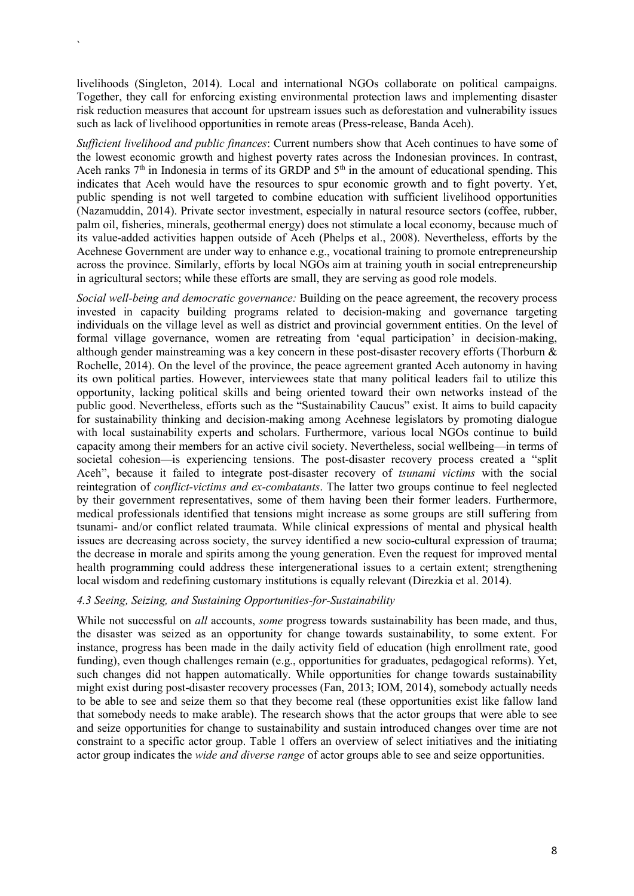livelihoods (Singleton, 2014). Local and international NGOs collaborate on political campaigns. Together, they call for enforcing existing environmental protection laws and implementing disaster risk reduction measures that account for upstream issues such as deforestation and vulnerability issues such as lack of livelihood opportunities in remote areas (Press-release, Banda Aceh).

*Sufficient livelihood and public finances*: Current numbers show that Aceh continues to have some of the lowest economic growth and highest poverty rates across the Indonesian provinces. In contrast, Aceh ranks 7th in Indonesia in terms of its GRDP and 5th in the amount of educational spending. This indicates that Aceh would have the resources to spur economic growth and to fight poverty. Yet, public spending is not well targeted to combine education with sufficient livelihood opportunities (Nazamuddin, 2014). Private sector investment, especially in natural resource sectors (coffee, rubber, palm oil, fisheries, minerals, geothermal energy) does not stimulate a local economy, because much of its value-added activities happen outside of Aceh (Phelps et al., 2008). Nevertheless, efforts by the Acehnese Government are under way to enhance e.g., vocational training to promote entrepreneurship across the province. Similarly, efforts by local NGOs aim at training youth in social entrepreneurship in agricultural sectors; while these efforts are small, they are serving as good role models.

*Social well-being and democratic governance:* Building on the peace agreement, the recovery process invested in capacity building programs related to decision-making and governance targeting individuals on the village level as well as district and provincial government entities. On the level of formal village governance, women are retreating from 'equal participation' in decision-making, although gender mainstreaming was a key concern in these post-disaster recovery efforts (Thorburn & Rochelle, 2014). On the level of the province, the peace agreement granted Aceh autonomy in having its own political parties. However, interviewees state that many political leaders fail to utilize this opportunity, lacking political skills and being oriented toward their own networks instead of the public good. Nevertheless, efforts such as the "Sustainability Caucus" exist. It aims to build capacity for sustainability thinking and decision-making among Acehnese legislators by promoting dialogue with local sustainability experts and scholars. Furthermore, various local NGOs continue to build capacity among their members for an active civil society. Nevertheless, social wellbeing—in terms of societal cohesion—is experiencing tensions. The post-disaster recovery process created a "split Aceh", because it failed to integrate post-disaster recovery of *tsunami victims* with the social reintegration of *conflict-victims and ex-combatants*. The latter two groups continue to feel neglected by their government representatives, some of them having been their former leaders. Furthermore, medical professionals identified that tensions might increase as some groups are still suffering from tsunami- and/or conflict related traumata. While clinical expressions of mental and physical health issues are decreasing across society, the survey identified a new socio-cultural expression of trauma; the decrease in morale and spirits among the young generation. Even the request for improved mental health programming could address these intergenerational issues to a certain extent; strengthening local wisdom and redefining customary institutions is equally relevant (Direzkia et al. 2014).

### *4.3 Seeing, Seizing, and Sustaining Opportunities-for-Sustainability*

While not successful on *all* accounts, *some* progress towards sustainability has been made, and thus, the disaster was seized as an opportunity for change towards sustainability, to some extent. For instance, progress has been made in the daily activity field of education (high enrollment rate, good funding), even though challenges remain (e.g., opportunities for graduates, pedagogical reforms). Yet, such changes did not happen automatically. While opportunities for change towards sustainability might exist during post-disaster recovery processes (Fan, 2013; IOM, 2014), somebody actually needs to be able to see and seize them so that they become real (these opportunities exist like fallow land that somebody needs to make arable). The research shows that the actor groups that were able to see and seize opportunities for change to sustainability and sustain introduced changes over time are not constraint to a specific actor group. Table 1 offers an overview of select initiatives and the initiating actor group indicates the *wide and diverse range* of actor groups able to see and seize opportunities.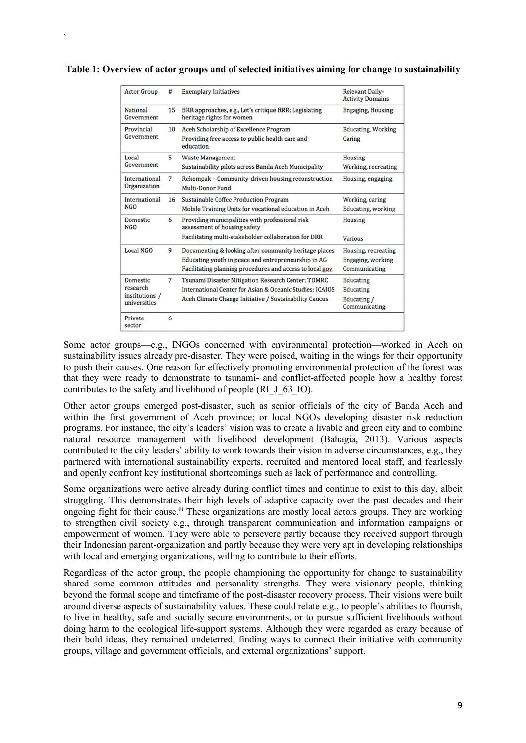**Table 1: Overview of actor groups and of selected initiatives aiming for change to sustainability**

| Actor Group | # | Exemplary Initiatives | Relevant Daily-Activity Domains |
|---|---|---|---|
| National Government | 15 | BRR approaches, e.g., Let's critique BRR; Legislating heritage rights for women | Engaging, Housing |
| Provincial Government | 10 | Aceh Scholarship of Excellence Program | Educating, Working |
| | | Providing free access to public health care and education | Caring |
| Local Government | 5 | Waste Management | Housing |
| | | Sustainability pilots across Banda Aceh Municipality | Working, recreating |
| International Organization | 7 | Rekompak – Community-driven housing reconstruction | Housing, engaging |
| | | Multi-Donor Fund | |
| International NGO | 16 | Sustainable Coffee Production Program | Working, caring |
| | | Mobile Training Units for vocational education in Aceh | Educating, working |
| Domestic NGO | 6 | Providing municipalities with professional risk assessment of housing safety | Housing |
| | | Facilitating multi-stakeholder collaboration for DRR | Various |
| Local NGO | 9 | Documenting & looking after community heritage places | Housing, recreating |
| | | Educating youth in peace and entrepreneurship in AG | Engaging, working |
| | | Facilitating planning procedures and access to local gov. | Communicating |
| Domestic research institutions / universities | 7 | Tsunami Disaster Mitigation Research Center; TDMRC | Educating |
| | | International Center for Asian & Oceanic Studies; ICAIOS | Educating |
| | | Aceh Climate Change Initiative / Sustainability Caucus | Educating / Communicating |
| Private sector | 6 | | |

Some actor groups—e.g., INGOs concerned with environmental protection—worked in Aceh on sustainability issues already pre-disaster. They were poised, waiting in the wings for their opportunity to push their causes. One reason for effectively promoting environmental protection of the forest was that they were ready to demonstrate to tsunami- and conflict-affected people how a healthy forest contributes to the safety and livelihood of people (RI_J_63_IO).

Other actor groups emerged post-disaster, such as senior officials of the city of Banda Aceh and within the first government of Aceh province; or local NGOs developing disaster risk reduction programs. For instance, the city's leaders' vision was to create a livable and green city and to combine natural resource management with livelihood development (Bahagia, 2013). Various aspects contributed to the city leaders' ability to work towards their vision in adverse circumstances, e.g., they partnered with international sustainability experts, recruited and mentored local staff, and fearlessly and openly confront key institutional shortcomings such as lack of performance and controlling.

Some organizations were active already during conflict times and continue to exist to this day, albeit struggling. This demonstrates their high levels of adaptive capacity over the past decades and their ongoing fight for their cause.[iii] These organizations are mostly local actors groups. They are working to strengthen civil society e.g., through transparent communication and information campaigns or empowerment of women. They were able to persevere partly because they received support through their Indonesian parent-organization and partly because they were very apt in developing relationships with local and emerging organizations, willing to contribute to their efforts.

Regardless of the actor group, the people championing the opportunity for change to sustainability shared some common attitudes and personality strengths. They were visionary people, thinking beyond the formal scope and timeframe of the post-disaster recovery process. Their visions were built around diverse aspects of sustainability values. These could relate e.g., to people's abilities to flourish, to live in healthy, safe and socially secure environments, or to pursue sufficient livelihoods without doing harm to the ecological life-support systems. Although they were regarded as crazy because of their bold ideas, they remained undeterred, finding ways to connect their initiative with community groups, village and government officials, and external organizations' support.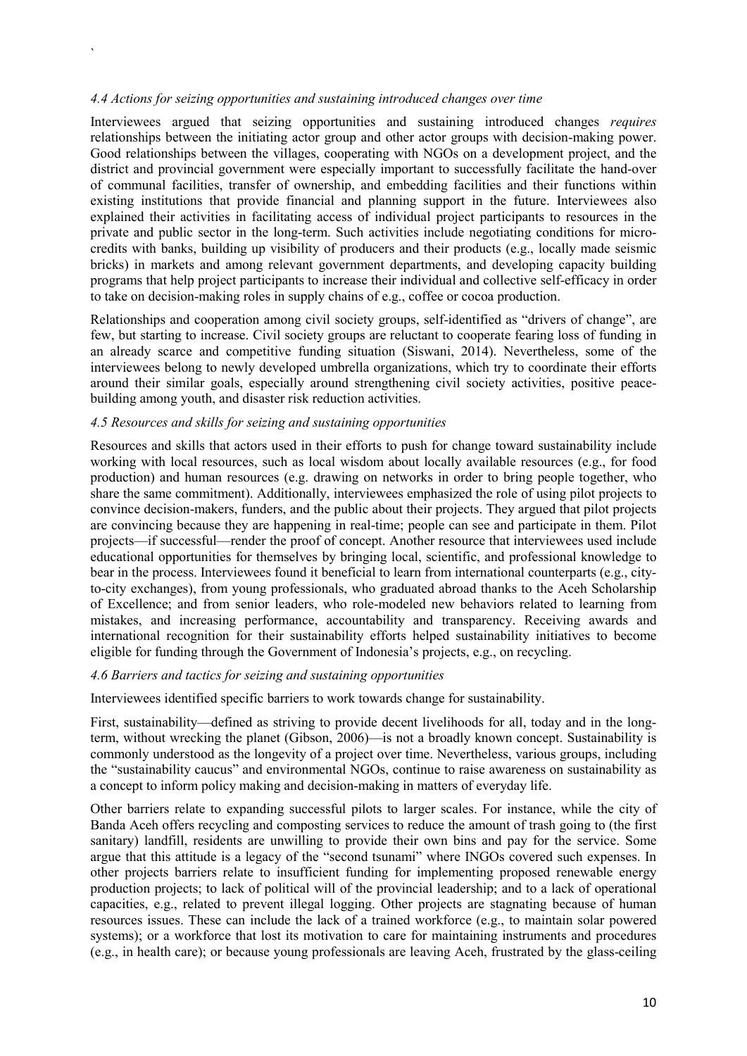#### *4.4 Actions for seizing opportunities and sustaining introduced changes over time*

Interviewees argued that seizing opportunities and sustaining introduced changes *requires* relationships between the initiating actor group and other actor groups with decision-making power. Good relationships between the villages, cooperating with NGOs on a development project, and the district and provincial government were especially important to successfully facilitate the hand-over of communal facilities, transfer of ownership, and embedding facilities and their functions within existing institutions that provide financial and planning support in the future. Interviewees also explained their activities in facilitating access of individual project participants to resources in the private and public sector in the long-term. Such activities include negotiating conditions for micro-credits with banks, building up visibility of producers and their products (e.g., locally made seismic bricks) in markets and among relevant government departments, and developing capacity building programs that help project participants to increase their individual and collective self-efficacy in order to take on decision-making roles in supply chains of e.g., coffee or cocoa production.

Relationships and cooperation among civil society groups, self-identified as "drivers of change", are few, but starting to increase. Civil society groups are reluctant to cooperate fearing loss of funding in an already scarce and competitive funding situation (Siswani, 2014). Nevertheless, some of the interviewees belong to newly developed umbrella organizations, which try to coordinate their efforts around their similar goals, especially around strengthening civil society activities, positive peace-building among youth, and disaster risk reduction activities.

#### *4.5 Resources and skills for seizing and sustaining opportunities*

Resources and skills that actors used in their efforts to push for change toward sustainability include working with local resources, such as local wisdom about locally available resources (e.g., for food production) and human resources (e.g. drawing on networks in order to bring people together, who share the same commitment). Additionally, interviewees emphasized the role of using pilot projects to convince decision-makers, funders, and the public about their projects. They argued that pilot projects are convincing because they are happening in real-time; people can see and participate in them. Pilot projects—if successful—render the proof of concept. Another resource that interviewees used include educational opportunities for themselves by bringing local, scientific, and professional knowledge to bear in the process. Interviewees found it beneficial to learn from international counterparts (e.g., city-to-city exchanges), from young professionals, who graduated abroad thanks to the Aceh Scholarship of Excellence; and from senior leaders, who role-modeled new behaviors related to learning from mistakes, and increasing performance, accountability and transparency. Receiving awards and international recognition for their sustainability efforts helped sustainability initiatives to become eligible for funding through the Government of Indonesia's projects, e.g., on recycling.

#### *4.6 Barriers and tactics for seizing and sustaining opportunities*

Interviewees identified specific barriers to work towards change for sustainability.

First, sustainability—defined as striving to provide decent livelihoods for all, today and in the long-term, without wrecking the planet (Gibson, 2006)—is not a broadly known concept. Sustainability is commonly understood as the longevity of a project over time. Nevertheless, various groups, including the "sustainability caucus" and environmental NGOs, continue to raise awareness on sustainability as a concept to inform policy making and decision-making in matters of everyday life.

Other barriers relate to expanding successful pilots to larger scales. For instance, while the city of Banda Aceh offers recycling and composting services to reduce the amount of trash going to (the first sanitary) landfill, residents are unwilling to provide their own bins and pay for the service. Some argue that this attitude is a legacy of the "second tsunami" where INGOs covered such expenses. In other projects barriers relate to insufficient funding for implementing proposed renewable energy production projects; to lack of political will of the provincial leadership; and to a lack of operational capacities, e.g., related to prevent illegal logging. Other projects are stagnating because of human resources issues. These can include the lack of a trained workforce (e.g., to maintain solar powered systems); or a workforce that lost its motivation to care for maintaining instruments and procedures (e.g., in health care); or because young professionals are leaving Aceh, frustrated by the glass-ceiling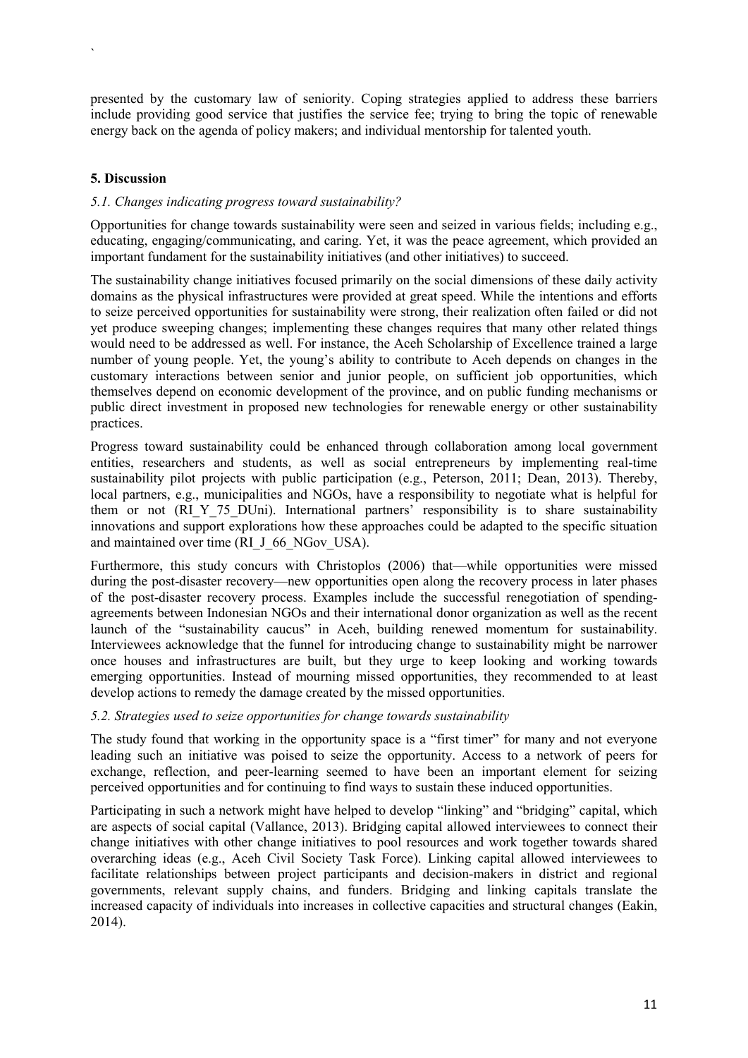presented by the customary law of seniority. Coping strategies applied to address these barriers include providing good service that justifies the service fee; trying to bring the topic of renewable energy back on the agenda of policy makers; and individual mentorship for talented youth.

## 5. Discussion

### *5.1. Changes indicating progress toward sustainability?*

Opportunities for change towards sustainability were seen and seized in various fields; including e.g., educating, engaging/communicating, and caring. Yet, it was the peace agreement, which provided an important fundament for the sustainability initiatives (and other initiatives) to succeed.

The sustainability change initiatives focused primarily on the social dimensions of these daily activity domains as the physical infrastructures were provided at great speed. While the intentions and efforts to seize perceived opportunities for sustainability were strong, their realization often failed or did not yet produce sweeping changes; implementing these changes requires that many other related things would need to be addressed as well. For instance, the Aceh Scholarship of Excellence trained a large number of young people. Yet, the young's ability to contribute to Aceh depends on changes in the customary interactions between senior and junior people, on sufficient job opportunities, which themselves depend on economic development of the province, and on public funding mechanisms or public direct investment in proposed new technologies for renewable energy or other sustainability practices.

Progress toward sustainability could be enhanced through collaboration among local government entities, researchers and students, as well as social entrepreneurs by implementing real-time sustainability pilot projects with public participation (e.g., Peterson, 2011; Dean, 2013). Thereby, local partners, e.g., municipalities and NGOs, have a responsibility to negotiate what is helpful for them or not (RI_Y_75_DUni). International partners' responsibility is to share sustainability innovations and support explorations how these approaches could be adapted to the specific situation and maintained over time (RI_J_66_NGov_USA).

Furthermore, this study concurs with Christoplos (2006) that—while opportunities were missed during the post-disaster recovery—new opportunities open along the recovery process in later phases of the post-disaster recovery process. Examples include the successful renegotiation of spending-agreements between Indonesian NGOs and their international donor organization as well as the recent launch of the "sustainability caucus" in Aceh, building renewed momentum for sustainability. Interviewees acknowledge that the funnel for introducing change to sustainability might be narrower once houses and infrastructures are built, but they urge to keep looking and working towards emerging opportunities. Instead of mourning missed opportunities, they recommended to at least develop actions to remedy the damage created by the missed opportunities.

### *5.2. Strategies used to seize opportunities for change towards sustainability*

The study found that working in the opportunity space is a "first timer" for many and not everyone leading such an initiative was poised to seize the opportunity. Access to a network of peers for exchange, reflection, and peer-learning seemed to have been an important element for seizing perceived opportunities and for continuing to find ways to sustain these induced opportunities.

Participating in such a network might have helped to develop "linking" and "bridging" capital, which are aspects of social capital (Vallance, 2013). Bridging capital allowed interviewees to connect their change initiatives with other change initiatives to pool resources and work together towards shared overarching ideas (e.g., Aceh Civil Society Task Force). Linking capital allowed interviewees to facilitate relationships between project participants and decision-makers in district and regional governments, relevant supply chains, and funders. Bridging and linking capitals translate the increased capacity of individuals into increases in collective capacities and structural changes (Eakin, 2014).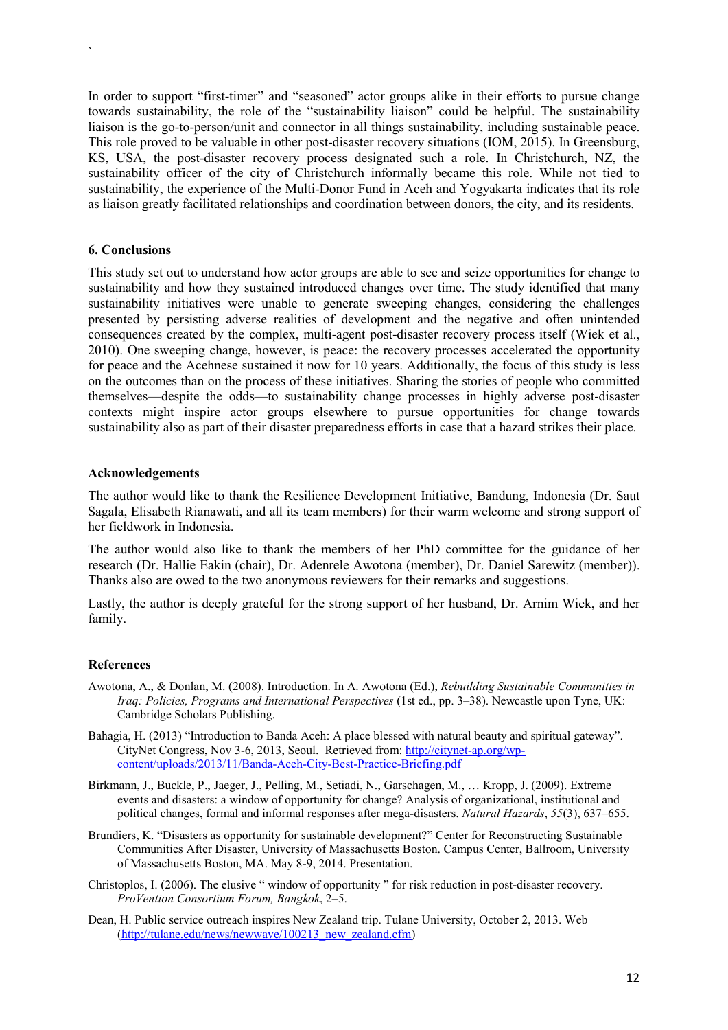In order to support "first-timer" and "seasoned" actor groups alike in their efforts to pursue change towards sustainability, the role of the "sustainability liaison" could be helpful. The sustainability liaison is the go-to-person/unit and connector in all things sustainability, including sustainable peace. This role proved to be valuable in other post-disaster recovery situations (IOM, 2015). In Greensburg, KS, USA, the post-disaster recovery process designated such a role. In Christchurch, NZ, the sustainability officer of the city of Christchurch informally became this role. While not tied to sustainability, the experience of the Multi-Donor Fund in Aceh and Yogyakarta indicates that its role as liaison greatly facilitated relationships and coordination between donors, the city, and its residents.

## 6. Conclusions

This study set out to understand how actor groups are able to see and seize opportunities for change to sustainability and how they sustained introduced changes over time. The study identified that many sustainability initiatives were unable to generate sweeping changes, considering the challenges presented by persisting adverse realities of development and the negative and often unintended consequences created by the complex, multi-agent post-disaster recovery process itself (Wiek et al., 2010). One sweeping change, however, is peace: the recovery processes accelerated the opportunity for peace and the Acehnese sustained it now for 10 years. Additionally, the focus of this study is less on the outcomes than on the process of these initiatives. Sharing the stories of people who committed themselves—despite the odds—to sustainability change processes in highly adverse post-disaster contexts might inspire actor groups elsewhere to pursue opportunities for change towards sustainability also as part of their disaster preparedness efforts in case that a hazard strikes their place.

## Acknowledgements

The author would like to thank the Resilience Development Initiative, Bandung, Indonesia (Dr. Saut Sagala, Elisabeth Rianawati, and all its team members) for their warm welcome and strong support of her fieldwork in Indonesia.

The author would also like to thank the members of her PhD committee for the guidance of her research (Dr. Hallie Eakin (chair), Dr. Adenrele Awotona (member), Dr. Daniel Sarewitz (member)). Thanks also are owed to the two anonymous reviewers for their remarks and suggestions.

Lastly, the author is deeply grateful for the strong support of her husband, Dr. Arnim Wiek, and her family.

## References

Awotona, A., & Donlan, M. (2008). Introduction. In A. Awotona (Ed.), *Rebuilding Sustainable Communities in Iraq: Policies, Programs and International Perspectives* (1st ed., pp. 3–38). Newcastle upon Tyne, UK: Cambridge Scholars Publishing.

Bahagia, H. (2013) "Introduction to Banda Aceh: A place blessed with natural beauty and spiritual gateway". CityNet Congress, Nov 3-6, 2013, Seoul. Retrieved from: http://citynet-ap.org/wp-content/uploads/2013/11/Banda-Aceh-City-Best-Practice-Briefing.pdf

Birkmann, J., Buckle, P., Jaeger, J., Pelling, M., Setiadi, N., Garschagen, M., … Kropp, J. (2009). Extreme events and disasters: a window of opportunity for change? Analysis of organizational, institutional and political changes, formal and informal responses after mega-disasters. *Natural Hazards*, *55*(3), 637–655.

Brundiers, K. "Disasters as opportunity for sustainable development?" Center for Reconstructing Sustainable Communities After Disaster, University of Massachusetts Boston. Campus Center, Ballroom, University of Massachusetts Boston, MA. May 8-9, 2014. Presentation.

Christoplos, I. (2006). The elusive " window of opportunity " for risk reduction in post-disaster recovery. *ProVention Consortium Forum, Bangkok*, 2–5.

Dean, H. Public service outreach inspires New Zealand trip. Tulane University, October 2, 2013. Web (http://tulane.edu/news/newwave/100213_new_zealand.cfm)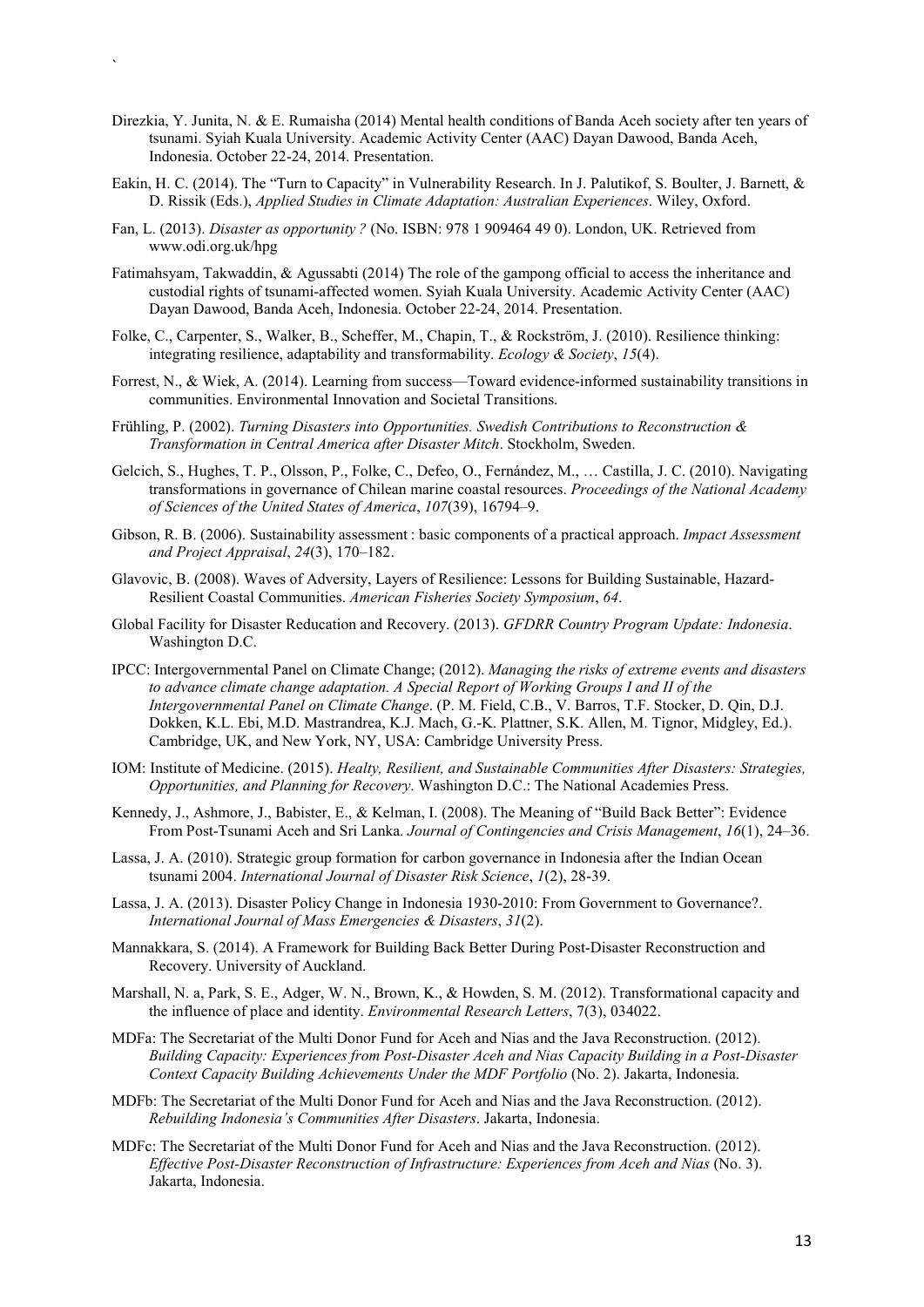Direzkia, Y. Junita, N. & E. Rumaisha (2014) Mental health conditions of Banda Aceh society after ten years of tsunami. Syiah Kuala University. Academic Activity Center (AAC) Dayan Dawood, Banda Aceh, Indonesia. October 22-24, 2014. Presentation.

Eakin, H. C. (2014). The "Turn to Capacity" in Vulnerability Research. In J. Palutikof, S. Boulter, J. Barnett, & D. Rissik (Eds.), *Applied Studies in Climate Adaptation: Australian Experiences*. Wiley, Oxford.

Fan, L. (2013). *Disaster as opportunity ?* (No. ISBN: 978 1 909464 49 0). London, UK. Retrieved from www.odi.org.uk/hpg

Fatimahsyam, Takwaddin, & Agussabti (2014) The role of the gampong official to access the inheritance and custodial rights of tsunami-affected women. Syiah Kuala University. Academic Activity Center (AAC) Dayan Dawood, Banda Aceh, Indonesia. October 22-24, 2014. Presentation.

Folke, C., Carpenter, S., Walker, B., Scheffer, M., Chapin, T., & Rockström, J. (2010). Resilience thinking: integrating resilience, adaptability and transformability. *Ecology & Society*, *15*(4).

Forrest, N., & Wiek, A. (2014). Learning from success—Toward evidence-informed sustainability transitions in communities. Environmental Innovation and Societal Transitions.

Frühling, P. (2002). *Turning Disasters into Opportunities. Swedish Contributions to Reconstruction & Transformation in Central America after Disaster Mitch*. Stockholm, Sweden.

Gelcich, S., Hughes, T. P., Olsson, P., Folke, C., Defeo, O., Fernández, M., … Castilla, J. C. (2010). Navigating transformations in governance of Chilean marine coastal resources. *Proceedings of the National Academy of Sciences of the United States of America*, *107*(39), 16794–9.

Gibson, R. B. (2006). Sustainability assessment : basic components of a practical approach. *Impact Assessment and Project Appraisal*, *24*(3), 170–182.

Glavovic, B. (2008). Waves of Adversity, Layers of Resilience: Lessons for Building Sustainable, Hazard-Resilient Coastal Communities. *American Fisheries Society Symposium*, *64*.

Global Facility for Disaster Reducation and Recovery. (2013). *GFDRR Country Program Update: Indonesia*. Washington D.C.

IPCC: Intergovernmental Panel on Climate Change; (2012). *Managing the risks of extreme events and disasters to advance climate change adaptation. A Special Report of Working Groups I and II of the Intergovernmental Panel on Climate Change*. (P. M. Field, C.B., V. Barros, T.F. Stocker, D. Qin, D.J. Dokken, K.L. Ebi, M.D. Mastrandrea, K.J. Mach, G.-K. Plattner, S.K. Allen, M. Tignor, Midgley, Ed.). Cambridge, UK, and New York, NY, USA: Cambridge University Press.

IOM: Institute of Medicine. (2015). *Healty, Resilient, and Sustainable Communities After Disasters: Strategies, Opportunities, and Planning for Recovery*. Washington D.C.: The National Academies Press.

Kennedy, J., Ashmore, J., Babister, E., & Kelman, I. (2008). The Meaning of "Build Back Better": Evidence From Post-Tsunami Aceh and Sri Lanka. *Journal of Contingencies and Crisis Management*, *16*(1), 24–36.

Lassa, J. A. (2010). Strategic group formation for carbon governance in Indonesia after the Indian Ocean tsunami 2004. *International Journal of Disaster Risk Science*, *1*(2), 28-39.

Lassa, J. A. (2013). Disaster Policy Change in Indonesia 1930-2010: From Government to Governance?. *International Journal of Mass Emergencies & Disasters*, *31*(2).

Mannakkara, S. (2014). A Framework for Building Back Better During Post-Disaster Reconstruction and Recovery. University of Auckland.

Marshall, N. a, Park, S. E., Adger, W. N., Brown, K., & Howden, S. M. (2012). Transformational capacity and the influence of place and identity. *Environmental Research Letters*, 7(3), 034022.

MDFa: The Secretariat of the Multi Donor Fund for Aceh and Nias and the Java Reconstruction. (2012). *Building Capacity: Experiences from Post-Disaster Aceh and Nias Capacity Building in a Post-Disaster Context Capacity Building Achievements Under the MDF Portfolio* (No. 2). Jakarta, Indonesia.

MDFb: The Secretariat of the Multi Donor Fund for Aceh and Nias and the Java Reconstruction. (2012). *Rebuilding Indonesia's Communities After Disasters*. Jakarta, Indonesia.

MDFc: The Secretariat of the Multi Donor Fund for Aceh and Nias and the Java Reconstruction. (2012). *Effective Post-Disaster Reconstruction of Infrastructure: Experiences from Aceh and Nias* (No. 3). Jakarta, Indonesia.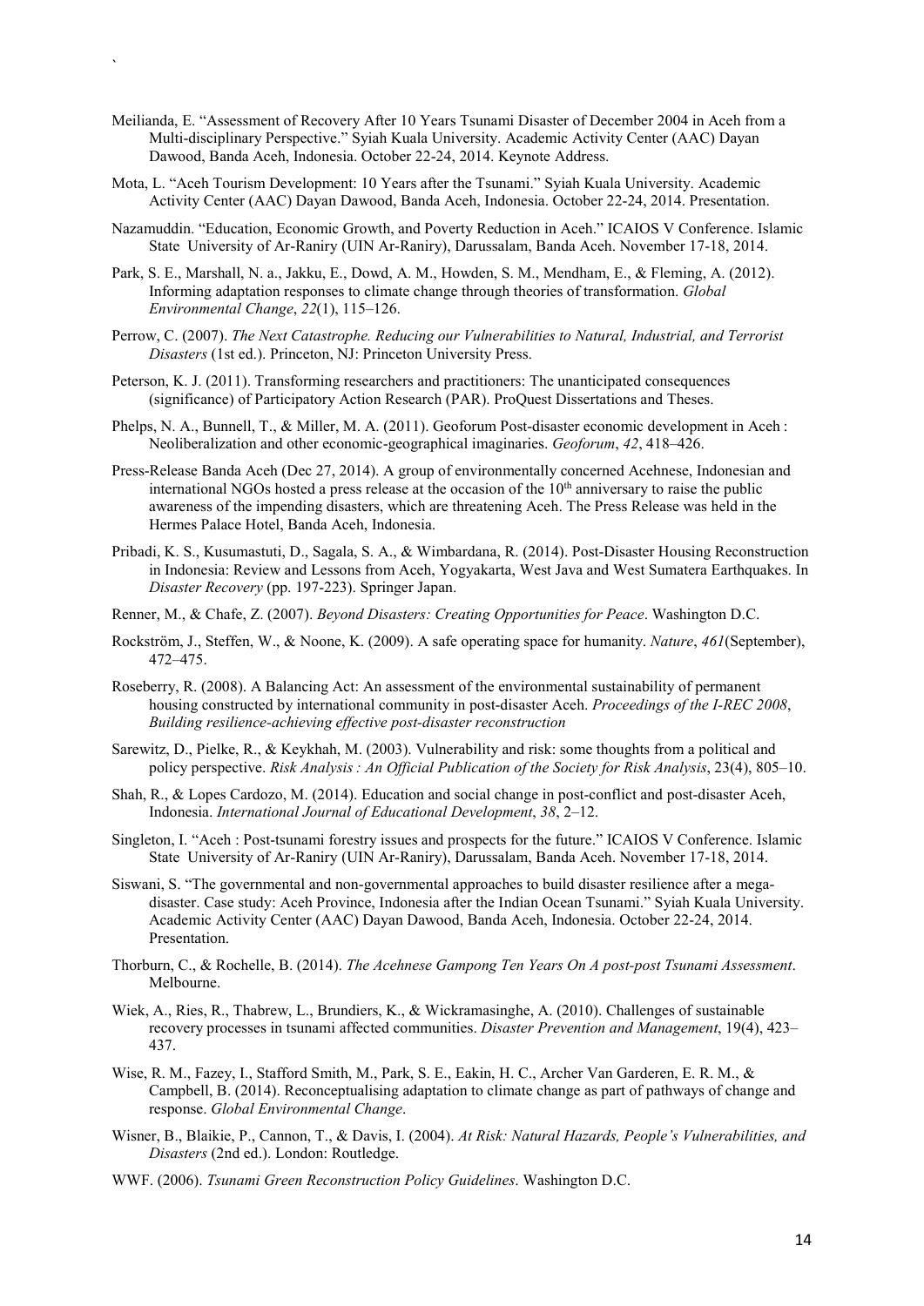Meilianda, E. "Assessment of Recovery After 10 Years Tsunami Disaster of December 2004 in Aceh from a Multi-disciplinary Perspective." Syiah Kuala University. Academic Activity Center (AAC) Dayan Dawood, Banda Aceh, Indonesia. October 22-24, 2014. Keynote Address.

Mota, L. "Aceh Tourism Development: 10 Years after the Tsunami." Syiah Kuala University. Academic Activity Center (AAC) Dayan Dawood, Banda Aceh, Indonesia. October 22-24, 2014. Presentation.

Nazamuddin. "Education, Economic Growth, and Poverty Reduction in Aceh." ICAIOS V Conference. Islamic State University of Ar-Raniry (UIN Ar-Raniry), Darussalam, Banda Aceh. November 17-18, 2014.

Park, S. E., Marshall, N. a., Jakku, E., Dowd, A. M., Howden, S. M., Mendham, E., & Fleming, A. (2012). Informing adaptation responses to climate change through theories of transformation. *Global Environmental Change*, *22*(1), 115–126.

Perrow, C. (2007). *The Next Catastrophe. Reducing our Vulnerabilities to Natural, Industrial, and Terrorist Disasters* (1st ed.). Princeton, NJ: Princeton University Press.

Peterson, K. J. (2011). Transforming researchers and practitioners: The unanticipated consequences (significance) of Participatory Action Research (PAR). ProQuest Dissertations and Theses.

Phelps, N. A., Bunnell, T., & Miller, M. A. (2011). Geoforum Post-disaster economic development in Aceh : Neoliberalization and other economic-geographical imaginaries. *Geoforum*, *42*, 418–426.

Press-Release Banda Aceh (Dec 27, 2014). A group of environmentally concerned Acehnese, Indonesian and international NGOs hosted a press release at the occasion of the 10th anniversary to raise the public awareness of the impending disasters, which are threatening Aceh. The Press Release was held in the Hermes Palace Hotel, Banda Aceh, Indonesia.

Pribadi, K. S., Kusumastuti, D., Sagala, S. A., & Wimbardana, R. (2014). Post-Disaster Housing Reconstruction in Indonesia: Review and Lessons from Aceh, Yogyakarta, West Java and West Sumatera Earthquakes. In *Disaster Recovery* (pp. 197-223). Springer Japan.

Renner, M., & Chafe, Z. (2007). *Beyond Disasters: Creating Opportunities for Peace*. Washington D.C.

Rockström, J., Steffen, W., & Noone, K. (2009). A safe operating space for humanity. *Nature*, *461*(September), 472–475.

Roseberry, R. (2008). A Balancing Act: An assessment of the environmental sustainability of permanent housing constructed by international community in post-disaster Aceh. *Proceedings of the I-REC 2008*, *Building resilience-achieving effective post-disaster reconstruction*

Sarewitz, D., Pielke, R., & Keykhah, M. (2003). Vulnerability and risk: some thoughts from a political and policy perspective. *Risk Analysis : An Official Publication of the Society for Risk Analysis*, 23(4), 805–10.

Shah, R., & Lopes Cardozo, M. (2014). Education and social change in post-conflict and post-disaster Aceh, Indonesia. *International Journal of Educational Development*, *38*, 2–12.

Singleton, I. "Aceh : Post-tsunami forestry issues and prospects for the future." ICAIOS V Conference. Islamic State University of Ar-Raniry (UIN Ar-Raniry), Darussalam, Banda Aceh. November 17-18, 2014.

Siswani, S. "The governmental and non-governmental approaches to build disaster resilience after a mega-disaster. Case study: Aceh Province, Indonesia after the Indian Ocean Tsunami." Syiah Kuala University. Academic Activity Center (AAC) Dayan Dawood, Banda Aceh, Indonesia. October 22-24, 2014. Presentation.

Thorburn, C., & Rochelle, B. (2014). *The Acehnese Gampong Ten Years On A post-post Tsunami Assessment*. Melbourne.

Wiek, A., Ries, R., Thabrew, L., Brundiers, K., & Wickramasinghe, A. (2010). Challenges of sustainable recovery processes in tsunami affected communities. *Disaster Prevention and Management*, 19(4), 423–437.

Wise, R. M., Fazey, I., Stafford Smith, M., Park, S. E., Eakin, H. C., Archer Van Garderen, E. R. M., & Campbell, B. (2014). Reconceptualising adaptation to climate change as part of pathways of change and response. *Global Environmental Change*.

Wisner, B., Blaikie, P., Cannon, T., & Davis, I. (2004). *At Risk: Natural Hazards, People's Vulnerabilities, and Disasters* (2nd ed.). London: Routledge.

WWF. (2006). *Tsunami Green Reconstruction Policy Guidelines*. Washington D.C.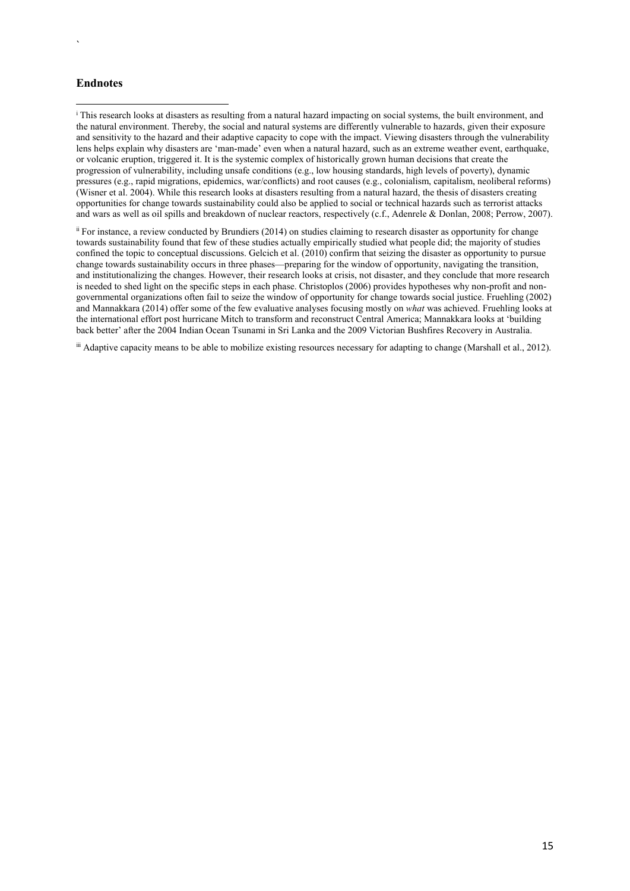## Endnotes

[i] This research looks at disasters as resulting from a natural hazard impacting on social systems, the built environment, and the natural environment. Thereby, the social and natural systems are differently vulnerable to hazards, given their exposure and sensitivity to the hazard and their adaptive capacity to cope with the impact. Viewing disasters through the vulnerability lens helps explain why disasters are 'man-made' even when a natural hazard, such as an extreme weather event, earthquake, or volcanic eruption, triggered it. It is the systemic complex of historically grown human decisions that create the progression of vulnerability, including unsafe conditions (e.g., low housing standards, high levels of poverty), dynamic pressures (e.g., rapid migrations, epidemics, war/conflicts) and root causes (e.g., colonialism, capitalism, neoliberal reforms) (Wisner et al. 2004). While this research looks at disasters resulting from a natural hazard, the thesis of disasters creating opportunities for change towards sustainability could also be applied to social or technical hazards such as terrorist attacks and wars as well as oil spills and breakdown of nuclear reactors, respectively (c.f., Adenrele & Donlan, 2008; Perrow, 2007).

[ii] For instance, a review conducted by Brundiers (2014) on studies claiming to research disaster as opportunity for change towards sustainability found that few of these studies actually empirically studied what people did; the majority of studies confined the topic to conceptual discussions. Gelcich et al. (2010) confirm that seizing the disaster as opportunity to pursue change towards sustainability occurs in three phases—preparing for the window of opportunity, navigating the transition, and institutionalizing the changes. However, their research looks at crisis, not disaster, and they conclude that more research is needed to shed light on the specific steps in each phase. Christoplos (2006) provides hypotheses why non-profit and non-governmental organizations often fail to seize the window of opportunity for change towards social justice. Fruehling (2002) and Mannakkara (2014) offer some of the few evaluative analyses focusing mostly on *what* was achieved. Fruehling looks at the international effort post hurricane Mitch to transform and reconstruct Central America; Mannakkara looks at 'building back better' after the 2004 Indian Ocean Tsunami in Sri Lanka and the 2009 Victorian Bushfires Recovery in Australia.

[iii] Adaptive capacity means to be able to mobilize existing resources necessary for adapting to change (Marshall et al., 2012).